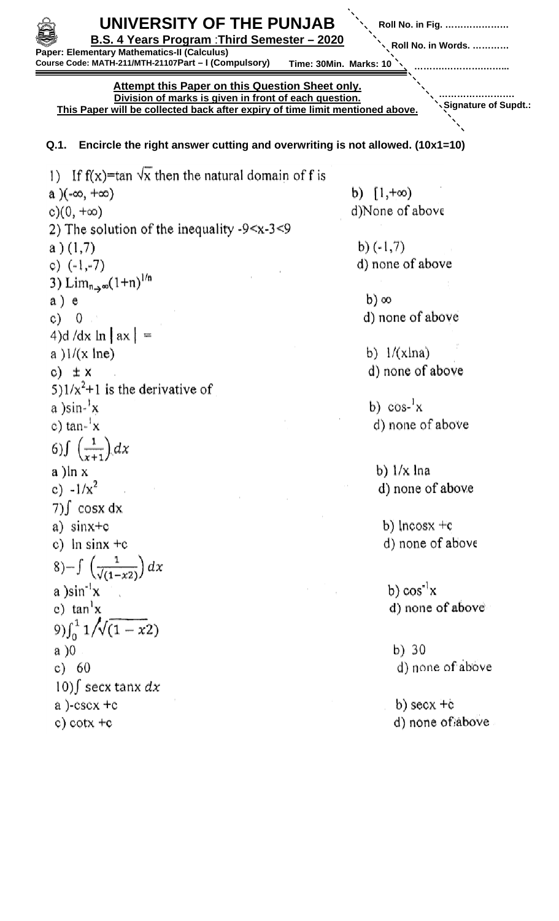# UNIVERSITY OF THE PUNJAB

**B.S. 4 Years Program : Third Semester – 2020**

**Paper: Elementary Mathematics-II (Calculus)**

**Course Code: MATH-211/MTH-21107 Part – I (Compulsory)** **Time: 30Min. Marks: 10**

Roll No. in Fig. …………………

Roll No. in Words. …………

…………………………..

**Attempt this Paper on this Question Sheet only.**

**Division of marks is given in front of each question.**

**This Paper will be collected back after expiry of time limit mentioned above.**

……………………

Signature of Supdt.:

**Q.1. Encircle the right answer cutting and overwriting is not allowed. (10x1=10)**

1) If f(x)=tan $\sqrt{x}$ then the natural domain of f is

a) $(-\infty, +\infty)$ b) $[1,+\infty)$

c) $(0, +\infty)$ d) None of above

2) The solution of the inequality $-9<x-3<9$

a) (1,7) b) (-1,7)

c) (-1,-7) d) none of above

3) $\text{Lim}_{n\to\infty}(1+n)^{1/n}$

a) e b) $\infty$

c) 0 d) none of above

4) $d/dx \ln|ax| =$

a) $1/(x \ln e)$ b) $1/(x\ln a)$

c) $\pm x$ d) none of above

5) $1/x^2+1$ is the derivative of

a) $\sin^{-1}x$ b) $\cos^{-1}x$

c) $\tan^{-1}x$ d) none of above

6) $\int \left(\frac{1}{x+1}\right) dx$

a) ln x b) 1/x lna

c) $-1/x^2$ d) none of above

7) $\int \cos x \, dx$

a) sinx+c b) lncosx +c

c) ln sinx +c d) none of above

8) $-\int \left(\frac{1}{\sqrt{(1-x2)}}\right) dx$

a) $\sin^{-1}x$ b) $\cos^{-1}x$

c) $\tan^{1}x$ d) none of above

9) $\int_0^1 1/\sqrt{(1-x2)}$

a) 0 b) 30

c) 60 d) none of above

10) $\int \sec x \tan x \, dx$

a) -cscx +c b) secx +c

c) cotx +c d) none of above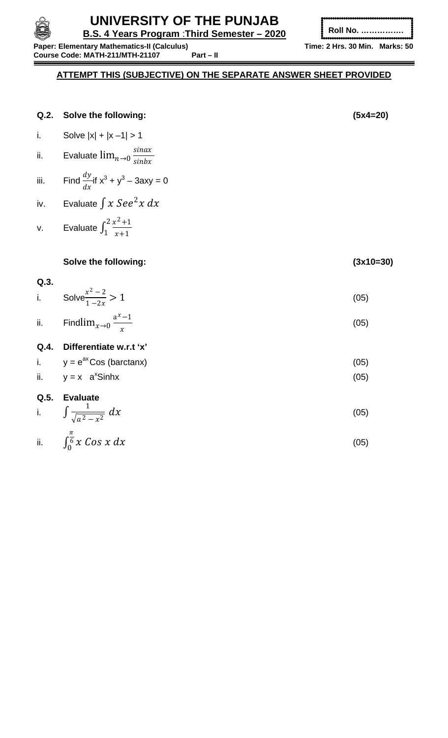# UNIVERSITY OF THE PUNJAB

**B.S. 4 Years Program : Third Semester – 2020**

**Roll No. …………….**

**Paper: Elementary Mathematics-II (Calculus)** **Time: 2 Hrs. 30 Min. Marks: 50**
**Course Code: MATH-211/MTH-21107** **Part – II**

**ATTEMPT THIS (SUBJECTIVE) ON THE SEPARATE ANSWER SHEET PROVIDED**

**Q.2. Solve the following:** **(5x4=20)**

i. Solve $|x| + |x - 1| > 1$

ii. Evaluate $\lim_{n\to 0} \frac{sinax}{sinbx}$

iii. Find $\frac{dy}{dx}$ if $x^3 + y^3 - 3axy = 0$

iv. Evaluate $\int x\, See^2 x\, dx$

v. Evaluate $\int_1^2 \frac{x^2+1}{x+1}$

**Solve the following:** **(3x10=30)**

**Q.3.**

i. Solve $\frac{x^2-2}{1-2x} > 1$ (05)

ii. Find $\lim_{x\to 0} \frac{a^x - 1}{x}$ (05)

**Q.4. Differentiate w.r.t 'x'**

i. $y = e^{ax} Cos\,(barctanx)$ (05)

ii. $y = x \quad a^x Sinhx$ (05)

**Q.5. Evaluate**

i. $\int \frac{1}{\sqrt{a^2 - x^2}}\, dx$ (05)

ii. $\int_0^{\frac{\pi}{6}} x\, Cos\, x\, dx$ (05)